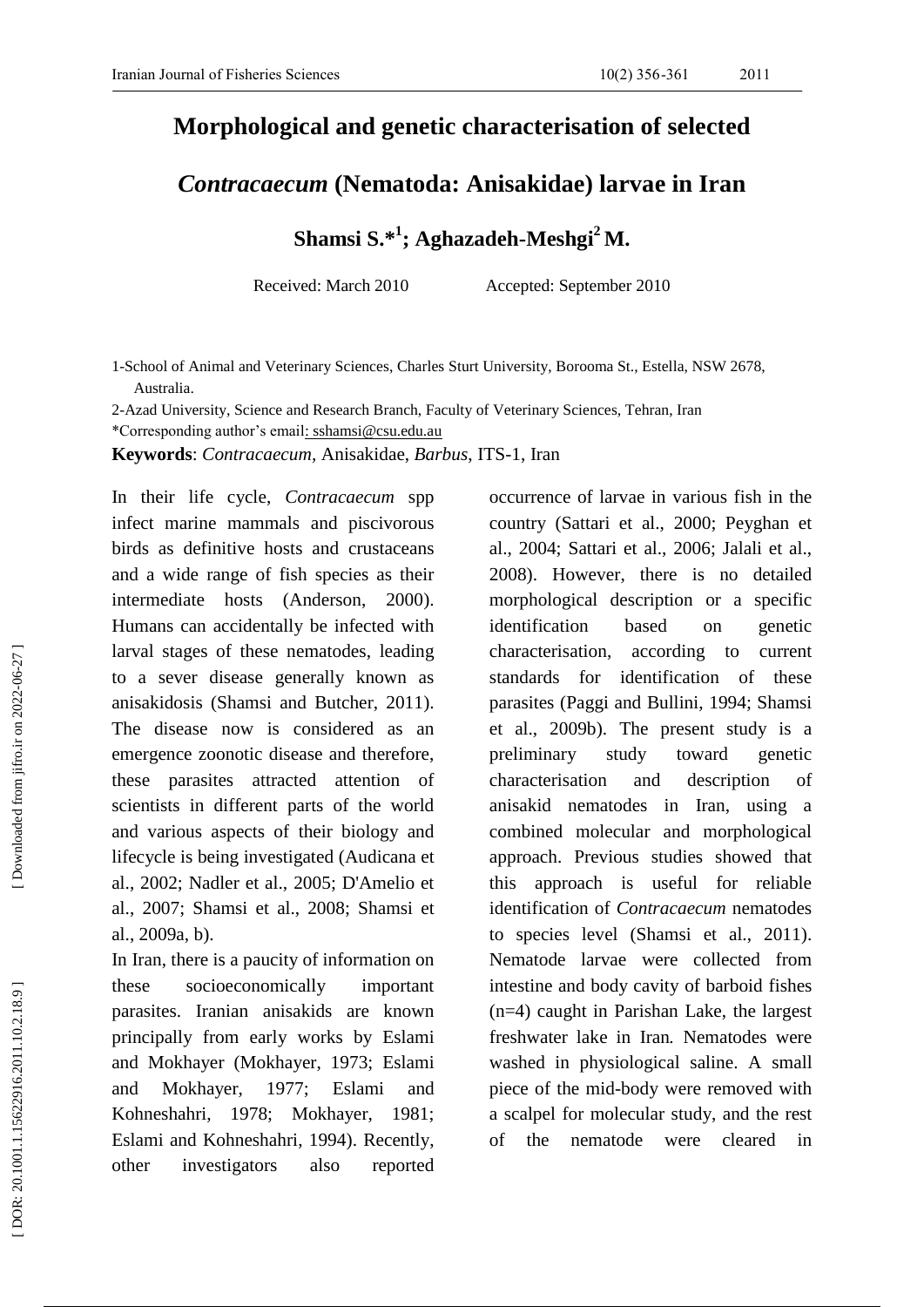# Morphological and genetic characterisation of selected *Contracaecum* (Nematoda: Anisakidae) larvae in Iran

**Shamsi S.*[1]; Aghazadeh-Meshgi[2] M.**

Received: March 2010 Accepted: September 2010

1-School of Animal and Veterinary Sciences, Charles Sturt University, Borooma St., Estella, NSW 2678, Australia.

2-Azad University, Science and Research Branch, Faculty of Veterinary Sciences, Tehran, Iran

*Corresponding author's email: sshamsi@csu.edu.au

**Keywords**: *Contracaecum*, Anisakidae, *Barbus*, ITS-1, Iran

In their life cycle, *Contracaecum* spp infect marine mammals and piscivorous birds as definitive hosts and crustaceans and a wide range of fish species as their intermediate hosts (Anderson, 2000). Humans can accidentally be infected with larval stages of these nematodes, leading to a sever disease generally known as anisakidosis (Shamsi and Butcher, 2011). The disease now is considered as an emergence zoonotic disease and therefore, these parasites attracted attention of scientists in different parts of the world and various aspects of their biology and lifecycle is being investigated (Audicana et al., 2002; Nadler et al., 2005; D'Amelio et al., 2007; Shamsi et al., 2008; Shamsi et al., 2009a, b).

In Iran, there is a paucity of information on these socioeconomically important parasites. Iranian anisakids are known principally from early works by Eslami and Mokhayer (Mokhayer, 1973; Eslami and Mokhayer, 1977; Eslami and Kohneshahri, 1978; Mokhayer, 1981; Eslami and Kohneshahri, 1994). Recently, other investigators also reported occurrence of larvae in various fish in the country (Sattari et al., 2000; Peyghan et al., 2004; Sattari et al., 2006; Jalali et al., 2008). However, there is no detailed morphological description or a specific identification based on genetic characterisation, according to current standards for identification of these parasites (Paggi and Bullini, 1994; Shamsi et al., 2009b). The present study is a preliminary study toward genetic characterisation and description of anisakid nematodes in Iran, using a combined molecular and morphological approach. Previous studies showed that this approach is useful for reliable identification of *Contracaecum* nematodes to species level (Shamsi et al., 2011). Nematode larvae were collected from intestine and body cavity of barboid fishes (n=4) caught in Parishan Lake, the largest freshwater lake in Iran. Nematodes were washed in physiological saline. A small piece of the mid-body were removed with a scalpel for molecular study, and the rest of the nematode were cleared in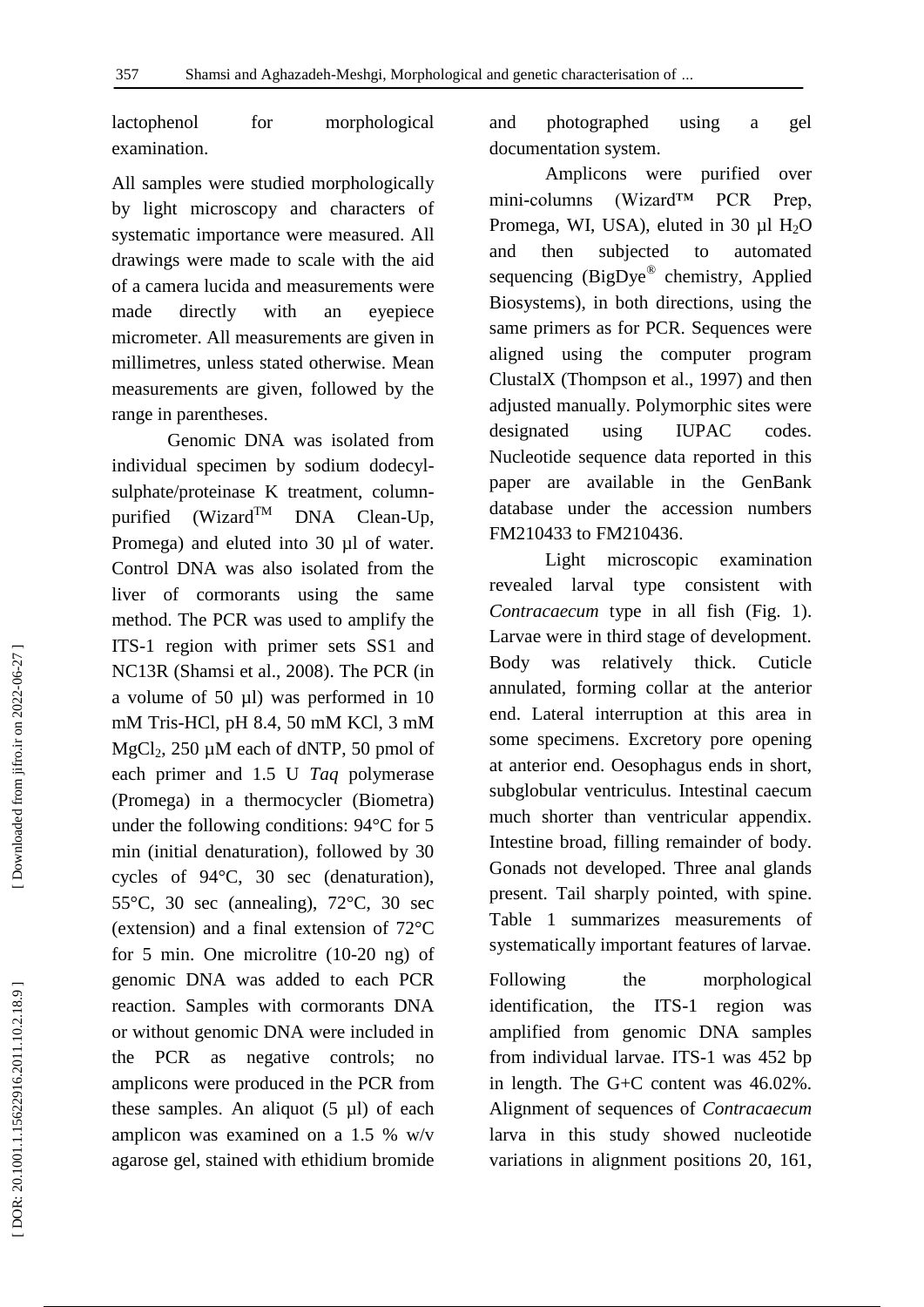lactophenol for morphological examination.

All samples were studied morphologically by light microscopy and characters of systematic importance were measured. All drawings were made to scale with the aid of a camera lucida and measurements were made directly with an eyepiece micrometer. All measurements are given in millimetres, unless stated otherwise. Mean measurements are given, followed by the range in parentheses.

Genomic DNA was isolated from individual specimen by sodium dodecyl-sulphate/proteinase K treatment, column-purified (Wizard™ DNA Clean-Up, Promega) and eluted into 30 µl of water. Control DNA was also isolated from the liver of cormorants using the same method. The PCR was used to amplify the ITS-1 region with primer sets SS1 and NC13R (Shamsi et al., 2008). The PCR (in a volume of 50 µl) was performed in 10 mM Tris-HCl, pH 8.4, 50 mM KCl, 3 mM $MgCl_2$, 250 µM each of dNTP, 50 pmol of each primer and 1.5 U *Taq* polymerase (Promega) in a thermocycler (Biometra) under the following conditions: 94°C for 5 min (initial denaturation), followed by 30 cycles of 94°C, 30 sec (denaturation), 55°C, 30 sec (annealing), 72°C, 30 sec (extension) and a final extension of 72°C for 5 min. One microlitre (10-20 ng) of genomic DNA was added to each PCR reaction. Samples with cormorants DNA or without genomic DNA were included in the PCR as negative controls; no amplicons were produced in the PCR from these samples. An aliquot (5 µl) of each amplicon was examined on a 1.5 % w/v agarose gel, stained with ethidium bromide and photographed using a gel documentation system.

Amplicons were purified over mini-columns (Wizard™ PCR Prep, Promega, WI, USA), eluted in 30 µl $H_2O$ and then subjected to automated sequencing (BigDye® chemistry, Applied Biosystems), in both directions, using the same primers as for PCR. Sequences were aligned using the computer program ClustalX (Thompson et al., 1997) and then adjusted manually. Polymorphic sites were designated using IUPAC codes. Nucleotide sequence data reported in this paper are available in the GenBank database under the accession numbers FM210433 to FM210436.

Light microscopic examination revealed larval type consistent with *Contracaecum* type in all fish (Fig. 1). Larvae were in third stage of development. Body was relatively thick. Cuticle annulated, forming collar at the anterior end. Lateral interruption at this area in some specimens. Excretory pore opening at anterior end. Oesophagus ends in short, subglobular ventriculus. Intestinal caecum much shorter than ventricular appendix. Intestine broad, filling remainder of body. Gonads not developed. Three anal glands present. Tail sharply pointed, with spine. Table 1 summarizes measurements of systematically important features of larvae.

Following the morphological identification, the ITS-1 region was amplified from genomic DNA samples from individual larvae. ITS-1 was 452 bp in length. The G+C content was 46.02%. Alignment of sequences of *Contracaecum* larva in this study showed nucleotide variations in alignment positions 20, 161,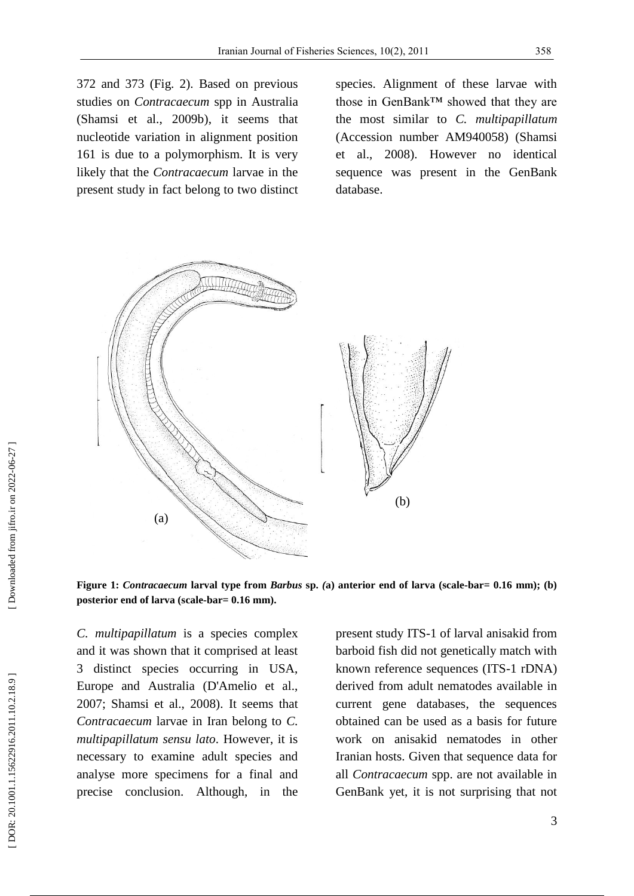372 and 373 (Fig. 2). Based on previous studies on *Contracaecum* spp in Australia (Shamsi et al., 2009b), it seems that nucleotide variation in alignment position 161 is due to a polymorphism. It is very likely that the *Contracaecum* larvae in the present study in fact belong to two distinct species. Alignment of these larvae with those in GenBank™ showed that they are the most similar to *C. multipapillatum* (Accession number AM940058) (Shamsi et al., 2008). However no identical sequence was present in the GenBank database.

**Figure 1:** ***Contracaecum*** **larval type from** ***Barbus*** **sp. (a) anterior end of larva (scale-bar= 0.16 mm); (b) posterior end of larva (scale-bar= 0.16 mm).**

*C. multipapillatum* is a species complex and it was shown that it comprised at least 3 distinct species occurring in USA, Europe and Australia (D'Amelio et al., 2007; Shamsi et al., 2008). It seems that *Contracaecum* larvae in Iran belong to *C. multipapillatum sensu lato*. However, it is necessary to examine adult species and analyse more specimens for a final and precise conclusion. Although, in the present study ITS-1 of larval anisakid from barboid fish did not genetically match with known reference sequences (ITS-1 rDNA) derived from adult nematodes available in current gene databases, the sequences obtained can be used as a basis for future work on anisakid nematodes in other Iranian hosts. Given that sequence data for all *Contracaecum* spp. are not available in GenBank yet, it is not surprising that not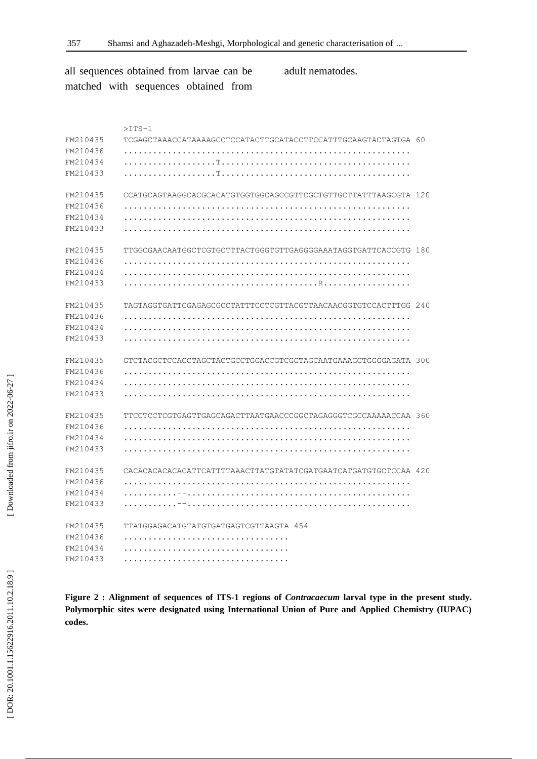all sequences obtained from larvae can be matched with sequences obtained from adult nematodes.

```
          >ITS-1
FM210435  TCGAGCTAAACCATAAAAGCCTCCATACTTGCATACCTTCCATTTGCAAGTACTAGTGA 60
FM210436  ...........................................................
FM210434  ...................T.......................................
FM210433  ...................T.......................................

FM210435  CCATGCAGTAAGGCACGCACATGTGGTGGCAGCCGTTCGCTGTTGCTTATTTAAGCGTA 120
FM210436  ...........................................................
FM210434  ...........................................................
FM210433  ...........................................................

FM210435  TTGGCGAACAATGGCTCGTGCTTTACTGGGTGTTGAGGGGAAATAGGTGATTCACCGTG 180
FM210436  ...........................................................
FM210434  ...........................................................
FM210433  ........................................R..................

FM210435  TAGTAGGTGATTCGAGAGCGCCTATTTCCTCGTTACGTTAACAACGGTGTCCACTTTGG 240
FM210436  ...........................................................
FM210434  ...........................................................
FM210433  ...........................................................

FM210435  GTCTACGCTCCACCTAGCTACTGCCTGGACCGTCGGTAGCAATGAAAGGTGGGGAGATA 300
FM210436  ...........................................................
FM210434  ...........................................................
FM210433  ...........................................................

FM210435  TTCCTCCTCGTGAGTTGAGCAGACTTAATGAACCCGGCTAGAGGGTCGCCAAAAACCAA 360
FM210436  ...........................................................
FM210434  ...........................................................
FM210433  ...........................................................

FM210435  CACACACACACATTCATTTTAAACTTATGTATATCGATGAATCATGATGTGCTCCAA 420
FM210436  ...........................................................
FM210434  ..........--...............................................
FM210433  ..........--...............................................

FM210435  TTATGGAGACATGTATGTGATGAGTCGTTAAGTA 454
FM210436  ..................................
FM210434  ..................................
FM210433  ..................................
```

**Figure 2 : Alignment of sequences of ITS-1 regions of *Contracaecum* larval type in the present study. Polymorphic sites were designated using International Union of Pure and Applied Chemistry (IUPAC) codes.**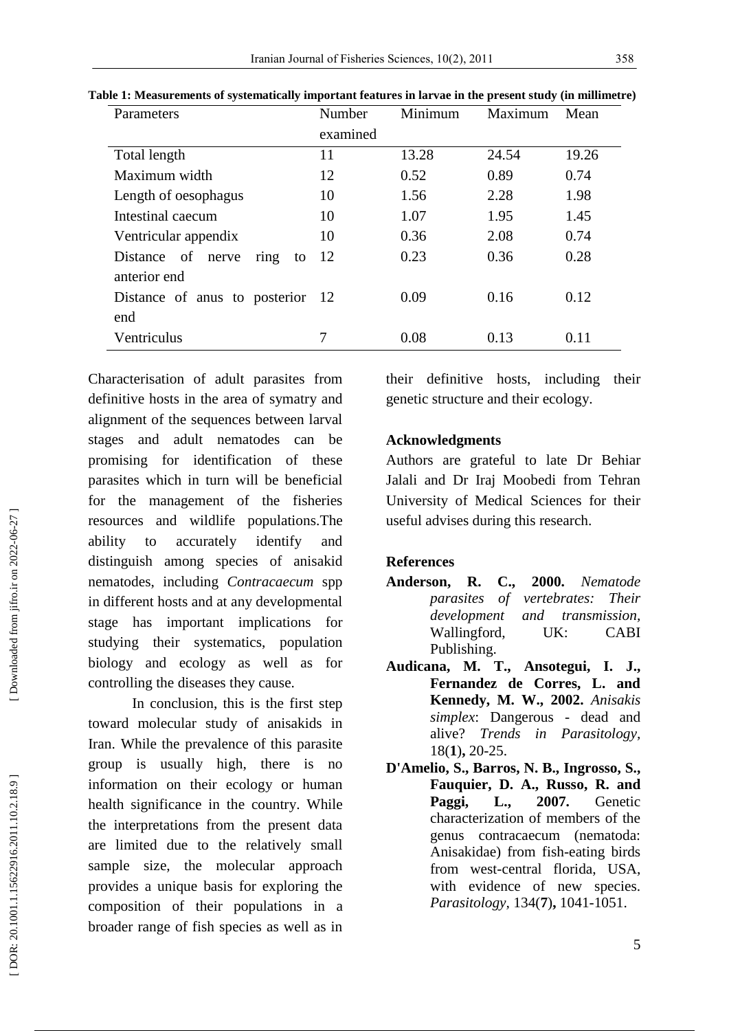**Table 1: Measurements of systematically important features in larvae in the present study (in millimetre)**

| Parameters | Number examined | Minimum | Maximum | Mean |
|---|---|---|---|---|
| Total length | 11 | 13.28 | 24.54 | 19.26 |
| Maximum width | 12 | 0.52 | 0.89 | 0.74 |
| Length of oesophagus | 10 | 1.56 | 2.28 | 1.98 |
| Intestinal caecum | 10 | 1.07 | 1.95 | 1.45 |
| Ventricular appendix | 10 | 0.36 | 2.08 | 0.74 |
| Distance of nerve ring to anterior end | 12 | 0.23 | 0.36 | 0.28 |
| Distance of anus to posterior end | 12 | 0.09 | 0.16 | 0.12 |
| Ventriculus | 7 | 0.08 | 0.13 | 0.11 |

Characterisation of adult parasites from definitive hosts in the area of symatry and alignment of the sequences between larval stages and adult nematodes can be promising for identification of these parasites which in turn will be beneficial for the management of the fisheries resources and wildlife populations.The ability to accurately identify and distinguish among species of anisakid nematodes, including *Contracaecum* spp in different hosts and at any developmental stage has important implications for studying their systematics, population biology and ecology as well as for controlling the diseases they cause.

In conclusion, this is the first step toward molecular study of anisakids in Iran. While the prevalence of this parasite group is usually high, there is no information on their ecology or human health significance in the country. While the interpretations from the present data are limited due to the relatively small sample size, the molecular approach provides a unique basis for exploring the composition of their populations in a broader range of fish species as well as in their definitive hosts, including their genetic structure and their ecology.

## Acknowledgments

Authors are grateful to late Dr Behiar Jalali and Dr Iraj Moobedi from Tehran University of Medical Sciences for their useful advises during this research.

## References

**Anderson, R. C., 2000.** *Nematode parasites of vertebrates: Their development and transmission,* Wallingford, UK: CABI Publishing.

**Audicana, M. T., Ansotegui, I. J., Fernandez de Corres, L. and Kennedy, M. W., 2002.** *Anisakis simplex*: Dangerous - dead and alive? *Trends in Parasitology,* 18(**1**)**,** 20-25.

**D'Amelio, S., Barros, N. B., Ingrosso, S., Fauquier, D. A., Russo, R. and Paggi, L., 2007.** Genetic characterization of members of the genus contracaecum (nematoda: Anisakidae) from fish-eating birds from west-central florida, USA, with evidence of new species. *Parasitology,* 134(**7**)**,** 1041-1051.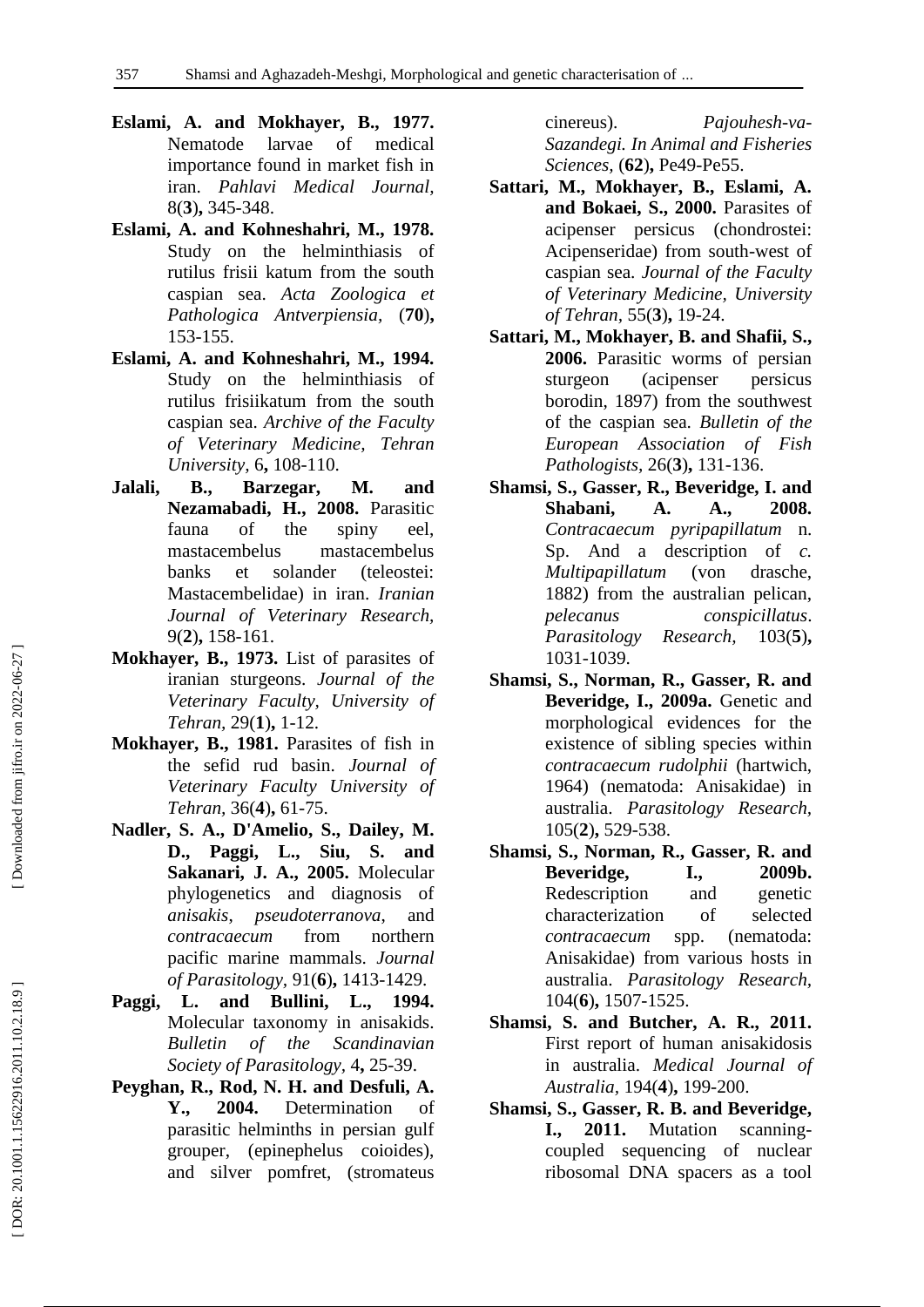**Eslami, A. and Mokhayer, B., 1977.** Nematode larvae of medical importance found in market fish in iran. *Pahlavi Medical Journal,* 8(**3**)**,** 345-348.

**Eslami, A. and Kohneshahri, M., 1978.** Study on the helminthiasis of rutilus frisii katum from the south caspian sea. *Acta Zoologica et Pathologica Antverpiensia,* (**70**)**,** 153-155.

**Eslami, A. and Kohneshahri, M., 1994.** Study on the helminthiasis of rutilus frisiikatum from the south caspian sea. *Archive of the Faculty of Veterinary Medicine, Tehran University,* 6**,** 108-110.

**Jalali, B., Barzegar, M. and Nezamabadi, H., 2008.** Parasitic fauna of the spiny eel, mastacembelus mastacembelus banks et solander (teleostei: Mastacembelidae) in iran. *Iranian Journal of Veterinary Research,* 9(**2**)**,** 158-161.

**Mokhayer, B., 1973.** List of parasites of iranian sturgeons. *Journal of the Veterinary Faculty, University of Tehran,* 29(**1**)**,** 1-12.

**Mokhayer, B., 1981.** Parasites of fish in the sefid rud basin. *Journal of Veterinary Faculty University of Tehran,* 36(**4**)**,** 61-75.

**Nadler, S. A., D'Amelio, S., Dailey, M. D., Paggi, L., Siu, S. and Sakanari, J. A., 2005.** Molecular phylogenetics and diagnosis of *anisakis*, *pseudoterranova*, and *contracaecum* from northern pacific marine mammals. *Journal of Parasitology,* 91(**6**)**,** 1413-1429.

**Paggi, L. and Bullini, L., 1994.** Molecular taxonomy in anisakids. *Bulletin of the Scandinavian Society of Parasitology,* 4**,** 25-39.

**Peyghan, R., Rod, N. H. and Desfuli, A. Y., 2004.** Determination of parasitic helminths in persian gulf grouper, (epinephelus coioides), and silver pomfret, (stromateus cinereus). *Pajouhesh-va-Sazandegi. In Animal and Fisheries Sciences,* (**62**)**,** Pe49-Pe55.

**Sattari, M., Mokhayer, B., Eslami, A. and Bokaei, S., 2000.** Parasites of acipenser persicus (chondrostei: Acipenseridae) from south-west of caspian sea. *Journal of the Faculty of Veterinary Medicine, University of Tehran,* 55(**3**)**,** 19-24.

**Sattari, M., Mokhayer, B. and Shafii, S., 2006.** Parasitic worms of persian sturgeon (acipenser persicus borodin, 1897) from the southwest of the caspian sea. *Bulletin of the European Association of Fish Pathologists,* 26(**3**)**,** 131-136.

**Shamsi, S., Gasser, R., Beveridge, I. and Shabani, A. A., 2008.** *Contracaecum pyripapillatum* n. Sp. And a description of *c. Multipapillatum* (von drasche, 1882) from the australian pelican, *pelecanus conspicillatus*. *Parasitology Research,* 103(**5**)**,** 1031-1039.

**Shamsi, S., Norman, R., Gasser, R. and Beveridge, I., 2009a.** Genetic and morphological evidences for the existence of sibling species within *contracaecum rudolphii* (hartwich, 1964) (nematoda: Anisakidae) in australia. *Parasitology Research,* 105(**2**)**,** 529-538.

**Shamsi, S., Norman, R., Gasser, R. and Beveridge, I., 2009b.** Redescription and genetic characterization of selected *contracaecum* spp. (nematoda: Anisakidae) from various hosts in australia. *Parasitology Research,* 104(**6**)**,** 1507-1525.

**Shamsi, S. and Butcher, A. R., 2011.** First report of human anisakidosis in australia. *Medical Journal of Australia,* 194(**4**)**,** 199-200.

**Shamsi, S., Gasser, R. B. and Beveridge, I., 2011.** Mutation scanning-coupled sequencing of nuclear ribosomal DNA spacers as a tool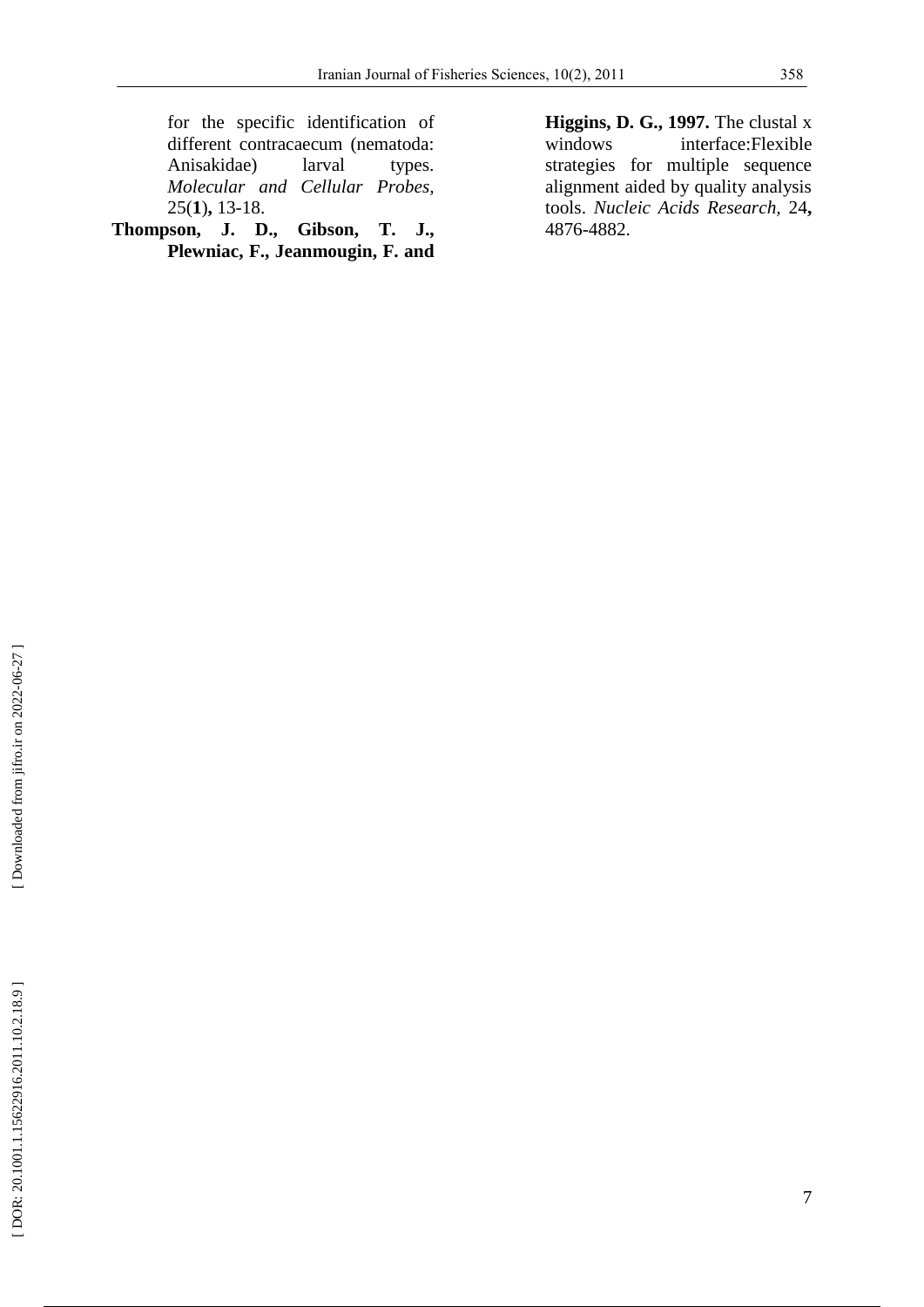for the specific identification of different contracaecum (nematoda: Anisakidae) larval types. *Molecular and Cellular Probes,* 25(**1**)**,** 13-18.

**Thompson, J. D., Gibson, T. J., Plewniac, F., Jeanmougin, F. and Higgins, D. G., 1997.** The clustal x windows interface:Flexible strategies for multiple sequence alignment aided by quality analysis tools. *Nucleic Acids Research,* 24**,** 4876-4882.